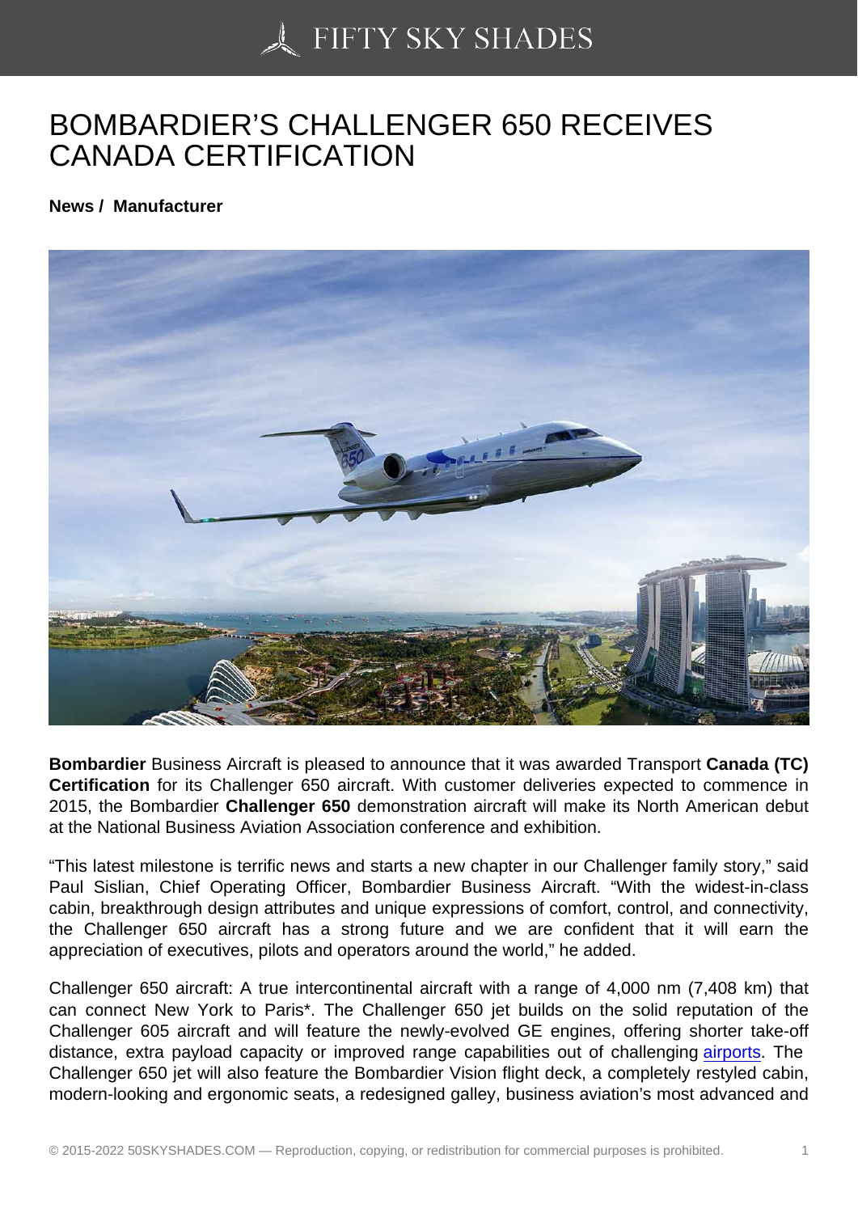# BOMBARDIER'S CHALLENGER 650 RECEIVES CANADA CERTIFICATION

**News / Manufacturer**

**Bombardier** Business Aircraft is pleased to announce that it was awarded Transport **Canada (TC) Certification** for its Challenger 650 aircraft. With customer deliveries expected to commence in 2015, the Bombardier **Challenger 650** demonstration aircraft will make its North American debut at the National Business Aviation Association conference and exhibition.

"This latest milestone is terrific news and starts a new chapter in our Challenger family story," said Paul Sislian, Chief Operating Officer, Bombardier Business Aircraft. "With the widest-in-class cabin, breakthrough design attributes and unique expressions of comfort, control, and connectivity, the Challenger 650 aircraft has a strong future and we are confident that it will earn the appreciation of executives, pilots and operators around the world," he added.

Challenger 650 aircraft: A true intercontinental aircraft with a range of 4,000 nm (7,408 km) that can connect New York to Paris*. The Challenger 650 jet builds on the solid reputation of the Challenger 605 aircraft and will feature the newly-evolved GE engines, offering shorter take-off distance, extra payload capacity or improved range capabilities out of challenging airports. The Challenger 650 jet will also feature the Bombardier Vision flight deck, a completely restyled cabin, modern-looking and ergonomic seats, a redesigned galley, business aviation's most advanced and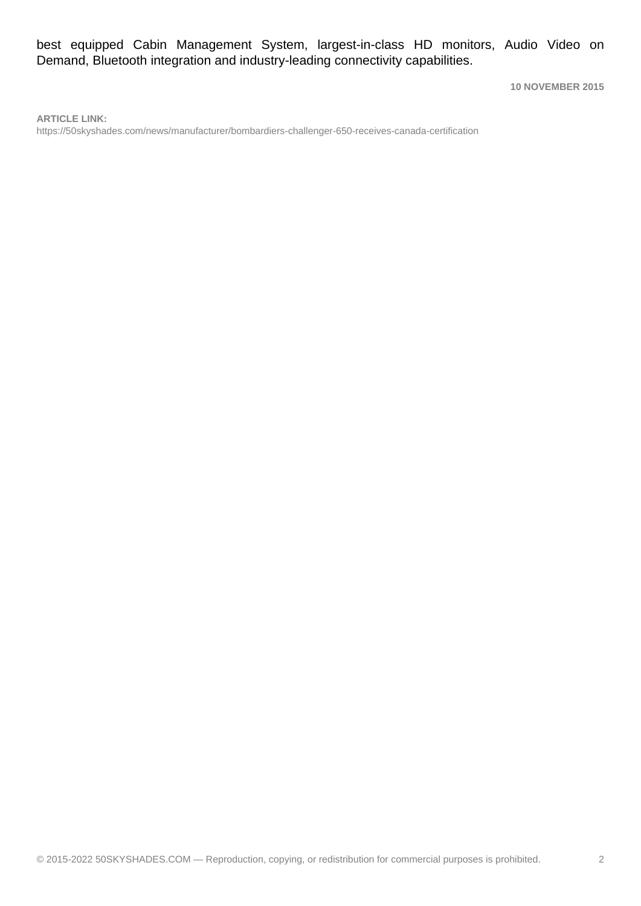best equipped Cabin Management System, largest-in-class HD monitors, Audio Video on Demand, Bluetooth integration and industry-leading connectivity capabilities.

**10 NOVEMBER 2015**

**ARTICLE LINK:**
https://50skyshades.com/news/manufacturer/bombardiers-challenger-650-receives-canada-certification